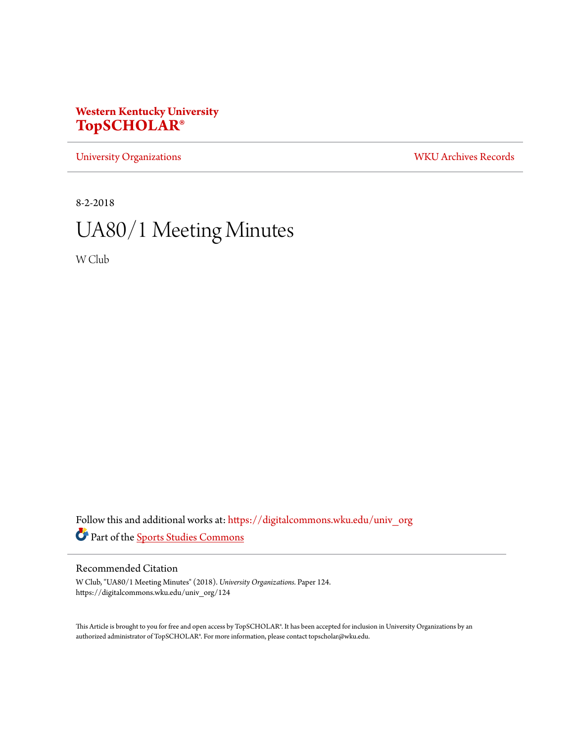**Western Kentucky University**
**TopSCHOLAR®**

University Organizations | WKU Archives Records

8-2-2018

# UA80/1 Meeting Minutes

W Club

Follow this and additional works at: https://digitalcommons.wku.edu/univ_org

Part of the Sports Studies Commons

## Recommended Citation

W Club, "UA80/1 Meeting Minutes" (2018). *University Organizations.* Paper 124.
https://digitalcommons.wku.edu/univ_org/124

This Article is brought to you for free and open access by TopSCHOLAR®. It has been accepted for inclusion in University Organizations by an authorized administrator of TopSCHOLAR®. For more information, please contact topscholar@wku.edu.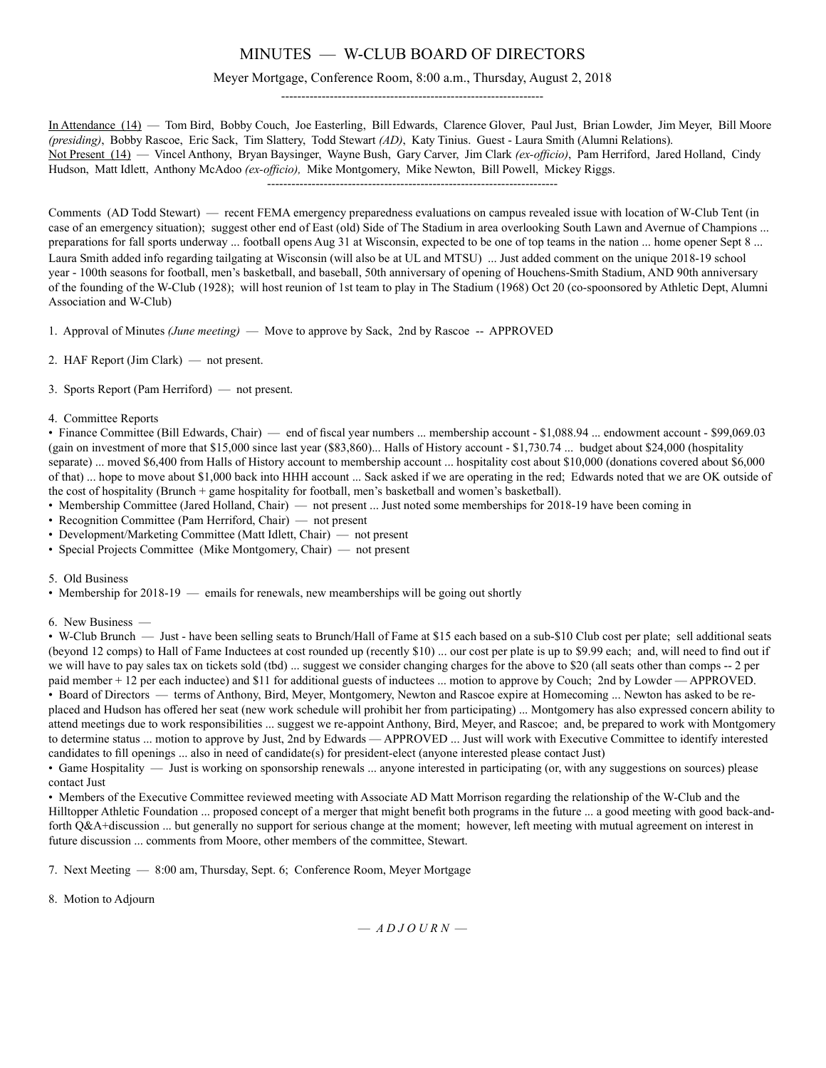# MINUTES — W-CLUB BOARD OF DIRECTORS

Meyer Mortgage, Conference Room, 8:00 a.m., Thursday, August 2, 2018

---

In Attendance (14) — Tom Bird, Bobby Couch, Joe Easterling, Bill Edwards, Clarence Glover, Paul Just, Brian Lowder, Jim Meyer, Bill Moore *(presiding)*, Bobby Rascoe, Eric Sack, Tim Slattery, Todd Stewart *(AD)*, Katy Tinius. Guest - Laura Smith (Alumni Relations).
Not Present (14) — Vincel Anthony, Bryan Baysinger, Wayne Bush, Gary Carver, Jim Clark *(ex-officio)*, Pam Herriford, Jared Holland, Cindy Hudson, Matt Idlett, Anthony McAdoo *(ex-officio),* Mike Montgomery, Mike Newton, Bill Powell, Mickey Riggs.

---

Comments (AD Todd Stewart) — recent FEMA emergency preparedness evaluations on campus revealed issue with location of W-Club Tent (in case of an emergency situation); suggest other end of East (old) Side of The Stadium in area overlooking South Lawn and Avenue of Champions ... preparations for fall sports underway ... football opens Aug 31 at Wisconsin, expected to be one of top teams in the nation ... home opener Sept 8 ... Laura Smith added info regarding tailgating at Wisconsin (will also be at UL and MTSU) ... Just added comment on the unique 2018-19 school year - 100th seasons for football, men's basketball, and baseball, 50th anniversary of opening of Houchens-Smith Stadium, AND 90th anniversary of the founding of the W-Club (1928); will host reunion of 1st team to play in The Stadium (1968) Oct 20 (co-spoonsored by Athletic Dept, Alumni Association and W-Club)

1. Approval of Minutes *(June meeting)* — Move to approve by Sack, 2nd by Rascoe -- APPROVED

2. HAF Report (Jim Clark) — not present.

3. Sports Report (Pam Herriford) — not present.

4. Committee Reports

- Finance Committee (Bill Edwards, Chair) — end of fiscal year numbers ... membership account - $1,088.94 ... endowment account - $99,069.03 (gain on investment of more that $15,000 since last year ($83,860)... Halls of History account - $1,730.74 ... budget about $24,000 (hospitality separate) ... moved $6,400 from Halls of History account to membership account ... hospitality cost about $10,000 (donations covered about $6,000 of that) ... hope to move about $1,000 back into HHH account ... Sack asked if we are operating in the red; Edwards noted that we are OK outside of the cost of hospitality (Brunch + game hospitality for football, men's basketball and women's basketball).
- Membership Committee (Jared Holland, Chair) — not present ... Just noted some memberships for 2018-19 have been coming in
- Recognition Committee (Pam Herriford, Chair) — not present
- Development/Marketing Committee (Matt Idlett, Chair) — not present
- Special Projects Committee (Mike Montgomery, Chair) — not present

5. Old Business

- Membership for 2018-19 — emails for renewals, new meamberships will be going out shortly

6. New Business —

- W-Club Brunch — Just - have been selling seats to Brunch/Hall of Fame at $15 each based on a sub-$10 Club cost per plate; sell additional seats (beyond 12 comps) to Hall of Fame Inductees at cost rounded up (recently $10) ... our cost per plate is up to $9.99 each; and, will need to find out if we will have to pay sales tax on tickets sold (tbd) ... suggest we consider changing charges for the above to $20 (all seats other than comps -- 2 per paid member + 12 per each inductee) and $11 for additional guests of inductees ... motion to approve by Couch; 2nd by Lowder — APPROVED.
- Board of Directors — terms of Anthony, Bird, Meyer, Montgomery, Newton and Rascoe expire at Homecoming ... Newton has asked to be replaced and Hudson has offered her seat (new work schedule will prohibit her from participating) ... Montgomery has also expressed concern ability to attend meetings due to work responsibilities ... suggest we re-appoint Anthony, Bird, Meyer, and Rascoe; and, be prepared to work with Montgomery to determine status ... motion to approve by Just, 2nd by Edwards — APPROVED ... Just will work with Executive Committee to identify interested candidates to fill openings ... also in need of candidate(s) for president-elect (anyone interested please contact Just)
- Game Hospitality — Just is working on sponsorship renewals ... anyone interested in participating (or, with any suggestions on sources) please contact Just
- Members of the Executive Committee reviewed meeting with Associate AD Matt Morrison regarding the relationship of the W-Club and the Hilltopper Athletic Foundation ... proposed concept of a merger that might benefit both programs in the future ... a good meeting with good back-and-forth Q&A+discussion ... but generally no support for serious change at the moment; however, left meeting with mutual agreement on interest in future discussion ... comments from Moore, other members of the committee, Stewart.

7. Next Meeting — 8:00 am, Thursday, Sept. 6; Conference Room, Meyer Mortgage

8. Motion to Adjourn

*— A D J O U R N —*